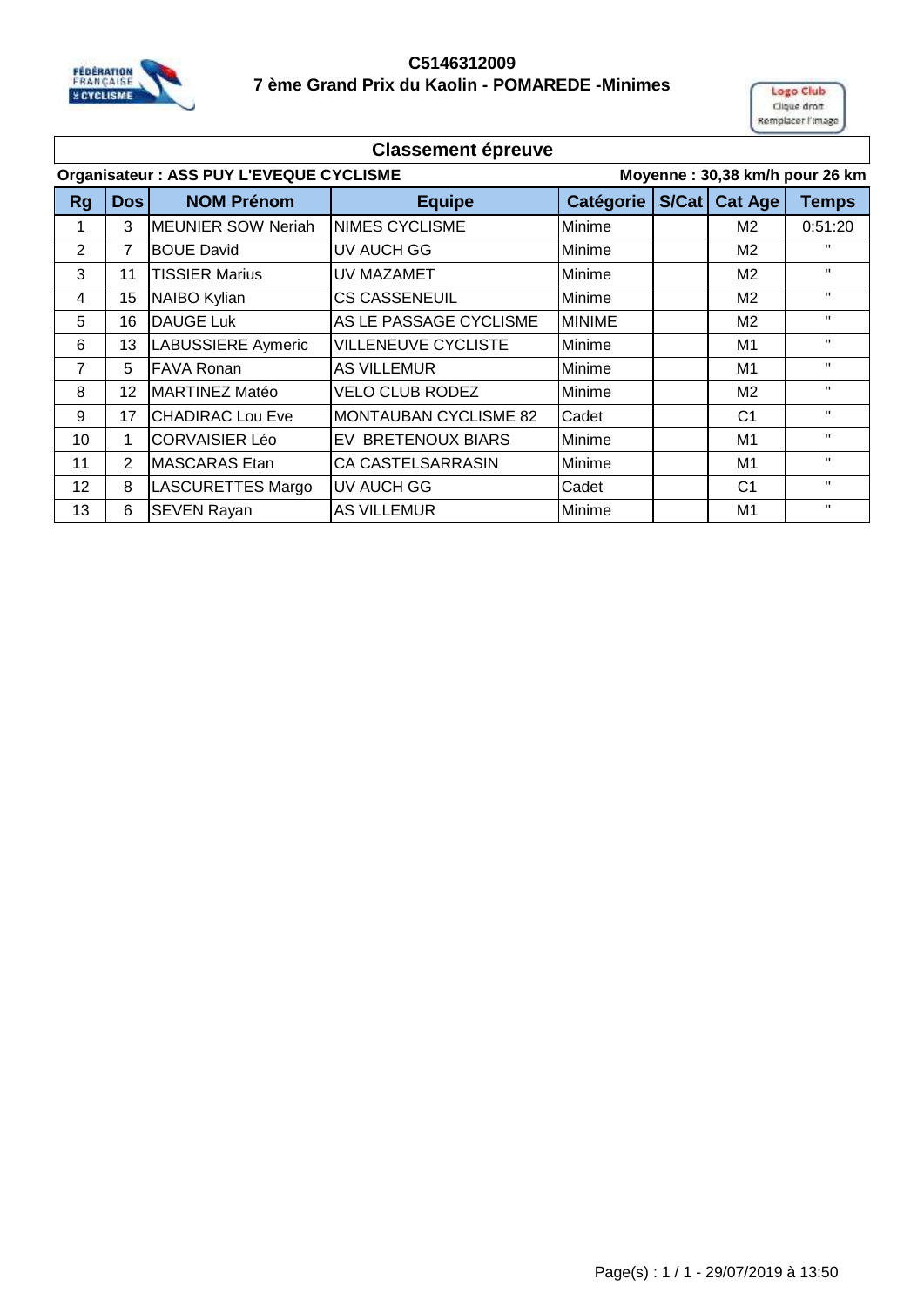# C5146312009

## 7 ème Grand Prix du Kaolin - POMAREDE -Minimes

### Classement épreuve

**Organisateur : ASS PUY L'EVEQUE CYCLISME** **Moyenne : 30,38 km/h pour 26 km**

| Rg | Dos | NOM Prénom | Equipe | Catégorie | S/Cat | Cat Age | Temps |
|---|---|---|---|---|---|---|---|
| 1 | 3 | MEUNIER SOW Neriah | NIMES CYCLISME | Minime | | M2 | 0:51:20 |
| 2 | 7 | BOUE David | UV AUCH GG | Minime | | M2 | " |
| 3 | 11 | TISSIER Marius | UV MAZAMET | Minime | | M2 | " |
| 4 | 15 | NAIBO Kylian | CS CASSENEUIL | Minime | | M2 | " |
| 5 | 16 | DAUGE Luk | AS LE PASSAGE CYCLISME | MINIME | | M2 | " |
| 6 | 13 | LABUSSIERE Aymeric | VILLENEUVE CYCLISTE | Minime | | M1 | " |
| 7 | 5 | FAVA Ronan | AS VILLEMUR | Minime | | M1 | " |
| 8 | 12 | MARTINEZ Matéo | VELO CLUB RODEZ | Minime | | M2 | " |
| 9 | 17 | CHADIRAC Lou Eve | MONTAUBAN CYCLISME 82 | Cadet | | C1 | " |
| 10 | 1 | CORVAISIER Léo | EV BRETENOUX BIARS | Minime | | M1 | " |
| 11 | 2 | MASCARAS Etan | CA CASTELSARRASIN | Minime | | M1 | " |
| 12 | 8 | LASCURETTES Margo | UV AUCH GG | Cadet | | C1 | " |
| 13 | 6 | SEVEN Rayan | AS VILLEMUR | Minime | | M1 | " |

Page(s) : 1 / 1 - 29/07/2019 à 13:50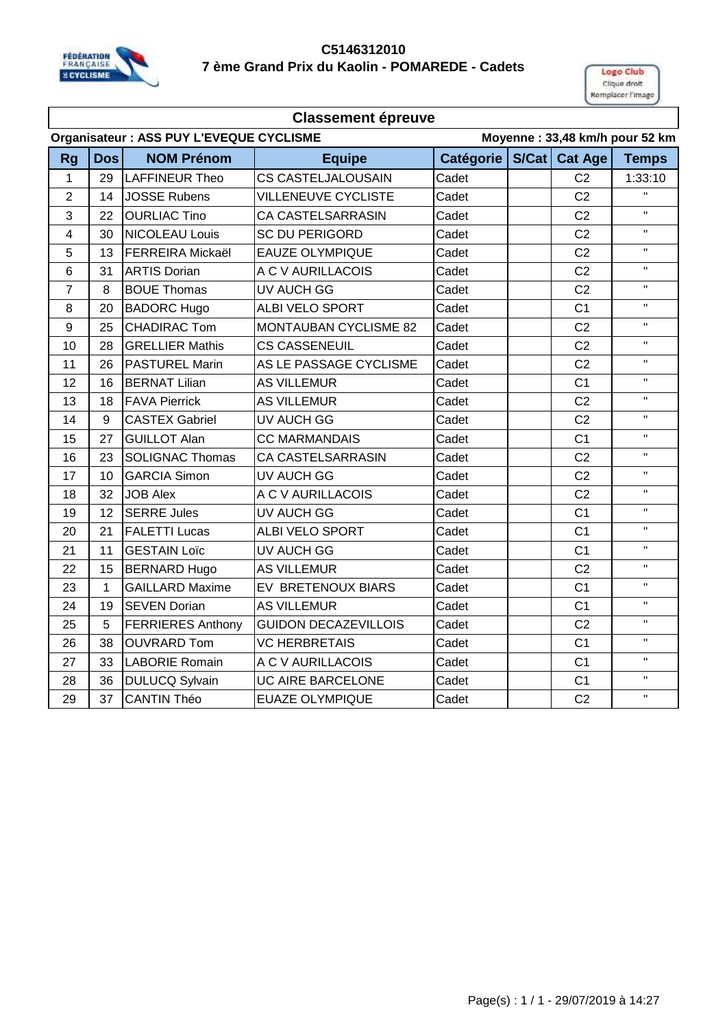# C5146312010

## 7 ème Grand Prix du Kaolin - POMAREDE - Cadets

### Classement épreuve

**Organisateur : ASS PUY L'EVEQUE CYCLISME** **Moyenne : 33,48 km/h pour 52 km**

| Rg | Dos | NOM Prénom | Equipe | Catégorie | S/Cat | Cat Age | Temps |
|---|---|---|---|---|---|---|---|
| 1 | 29 | LAFFINEUR Theo | CS CASTELJALOUSAIN | Cadet | | C2 | 1:33:10 |
| 2 | 14 | JOSSE Rubens | VILLENEUVE CYCLISTE | Cadet | | C2 | " |
| 3 | 22 | OURLIAC Tino | CA CASTELSARRASIN | Cadet | | C2 | " |
| 4 | 30 | NICOLEAU Louis | SC DU PERIGORD | Cadet | | C2 | " |
| 5 | 13 | FERREIRA Mickaël | EAUZE OLYMPIQUE | Cadet | | C2 | " |
| 6 | 31 | ARTIS Dorian | A C V AURILLACOIS | Cadet | | C2 | " |
| 7 | 8 | BOUE Thomas | UV AUCH GG | Cadet | | C2 | " |
| 8 | 20 | BADORC Hugo | ALBI VELO SPORT | Cadet | | C1 | " |
| 9 | 25 | CHADIRAC Tom | MONTAUBAN CYCLISME 82 | Cadet | | C2 | " |
| 10 | 28 | GRELLIER Mathis | CS CASSENEUIL | Cadet | | C2 | " |
| 11 | 26 | PASTUREL Marin | AS LE PASSAGE CYCLISME | Cadet | | C2 | " |
| 12 | 16 | BERNAT Lilian | AS VILLEMUR | Cadet | | C1 | " |
| 13 | 18 | FAVA Pierrick | AS VILLEMUR | Cadet | | C2 | " |
| 14 | 9 | CASTEX Gabriel | UV AUCH GG | Cadet | | C2 | " |
| 15 | 27 | GUILLOT Alan | CC MARMANDAIS | Cadet | | C1 | " |
| 16 | 23 | SOLIGNAC Thomas | CA CASTELSARRASIN | Cadet | | C2 | " |
| 17 | 10 | GARCIA Simon | UV AUCH GG | Cadet | | C2 | " |
| 18 | 32 | JOB Alex | A C V AURILLACOIS | Cadet | | C2 | " |
| 19 | 12 | SERRE Jules | UV AUCH GG | Cadet | | C1 | " |
| 20 | 21 | FALETTI Lucas | ALBI VELO SPORT | Cadet | | C1 | " |
| 21 | 11 | GESTAIN Loïc | UV AUCH GG | Cadet | | C1 | " |
| 22 | 15 | BERNARD Hugo | AS VILLEMUR | Cadet | | C2 | " |
| 23 | 1 | GAILLARD Maxime | EV BRETENOUX BIARS | Cadet | | C1 | " |
| 24 | 19 | SEVEN Dorian | AS VILLEMUR | Cadet | | C1 | " |
| 25 | 5 | FERRIERES Anthony | GUIDON DECAZEVILLOIS | Cadet | | C2 | " |
| 26 | 38 | OUVRARD Tom | VC HERBRETAIS | Cadet | | C1 | " |
| 27 | 33 | LABORIE Romain | A C V AURILLACOIS | Cadet | | C1 | " |
| 28 | 36 | DULUCQ Sylvain | UC AIRE BARCELONE | Cadet | | C1 | " |
| 29 | 37 | CANTIN Théo | EUAZE OLYMPIQUE | Cadet | | C2 | " |

Page(s) : 1 / 1 - 29/07/2019 à 14:27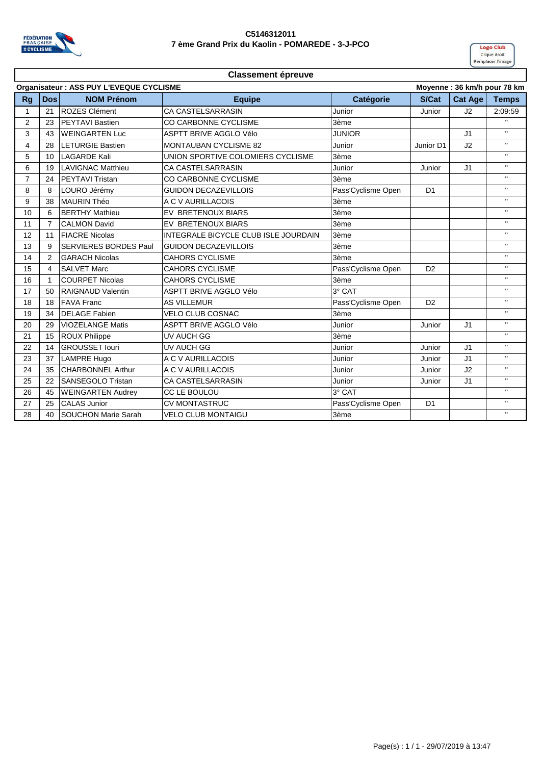**C5146312011**
**7 ème Grand Prix du Kaolin - POMAREDE - 3-J-PCO**

Logo Club
Clique droit
Remplacer l'image

## Classement épreuve

**Organisateur : ASS PUY L'EVEQUE CYCLISME** **Moyenne : 36 km/h pour 78 km**

| Rg | Dos | NOM Prénom | Equipe | Catégorie | S/Cat | Cat Age | Temps |
|---|---|---|---|---|---|---|---|
| 1 | 21 | ROZES Clément | CA CASTELSARRASIN | Junior | Junior | J2 | 2:09:59 |
| 2 | 23 | PEYTAVI Bastien | CO CARBONNE CYCLISME | 3ème | | | " |
| 3 | 43 | WEINGARTEN Luc | ASPTT BRIVE AGGLO Vélo | JUNIOR | | J1 | " |
| 4 | 28 | LETURGIE Bastien | MONTAUBAN CYCLISME 82 | Junior | Junior D1 | J2 | " |
| 5 | 10 | LAGARDE Kali | UNION SPORTIVE COLOMIERS CYCLISME | 3ème | | | " |
| 6 | 19 | LAVIGNAC Matthieu | CA CASTELSARRASIN | Junior | Junior | J1 | " |
| 7 | 24 | PEYTAVI Tristan | CO CARBONNE CYCLISME | 3ème | | | " |
| 8 | 8 | LOURO Jérémy | GUIDON DECAZEVILLOIS | Pass'Cyclisme Open | D1 | | " |
| 9 | 38 | MAURIN Théo | A C V AURILLACOIS | 3ème | | | " |
| 10 | 6 | BERTHY Mathieu | EV BRETENOUX BIARS | 3ème | | | " |
| 11 | 7 | CALMON David | EV BRETENOUX BIARS | 3ème | | | " |
| 12 | 11 | FIACRE Nicolas | INTEGRALE BICYCLE CLUB ISLE JOURDAIN | 3ème | | | " |
| 13 | 9 | SERVIERES BORDES Paul | GUIDON DECAZEVILLOIS | 3ème | | | " |
| 14 | 2 | GARACH Nicolas | CAHORS CYCLISME | 3ème | | | " |
| 15 | 4 | SALVET Marc | CAHORS CYCLISME | Pass'Cyclisme Open | D2 | | " |
| 16 | 1 | COURPET Nicolas | CAHORS CYCLISME | 3ème | | | " |
| 17 | 50 | RAIGNAUD Valentin | ASPTT BRIVE AGGLO Vélo | 3° CAT | | | " |
| 18 | 18 | FAVA Franc | AS VILLEMUR | Pass'Cyclisme Open | D2 | | " |
| 19 | 34 | DELAGE Fabien | VELO CLUB COSNAC | 3ème | | | " |
| 20 | 29 | VIOZELANGE Matis | ASPTT BRIVE AGGLO Vélo | Junior | Junior | J1 | " |
| 21 | 15 | ROUX Philippe | UV AUCH GG | 3ème | | | " |
| 22 | 14 | GROUSSET Iouri | UV AUCH GG | Junior | Junior | J1 | " |
| 23 | 37 | LAMPRE Hugo | A C V AURILLACOIS | Junior | Junior | J1 | " |
| 24 | 35 | CHARBONNEL Arthur | A C V AURILLACOIS | Junior | Junior | J2 | " |
| 25 | 22 | SANSEGOLO Tristan | CA CASTELSARRASIN | Junior | Junior | J1 | " |
| 26 | 45 | WEINGARTEN Audrey | CC LE BOULOU | 3° CAT | | | " |
| 27 | 25 | CALAS Junior | CV MONTASTRUC | Pass'Cyclisme Open | D1 | | " |
| 28 | 40 | SOUCHON Marie Sarah | VELO CLUB MONTAIGU | 3ème | | | " |

Page(s) : 1 / 1 - 29/07/2019 à 13:47